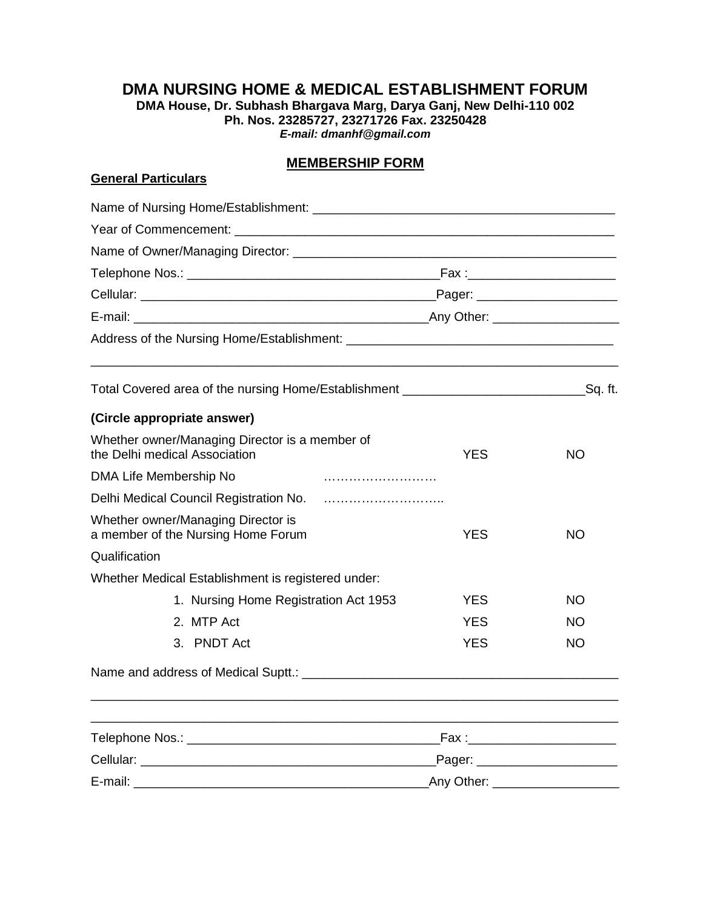# DMA NURSING HOME & MEDICAL ESTABLISHMENT FORUM

**DMA House, Dr. Subhash Bhargava Marg, Darya Ganj, New Delhi-110 002**
**Ph. Nos. 23285727, 23271726 Fax. 23250428**
***E-mail: dmanhf@gmail.com***

## MEMBERSHIP FORM

**General Particulars**

Name of Nursing Home/Establishment: ____________________________________________

Year of Commencement: ________________________________________________________

Name of Owner/Managing Director: _______________________________________________

Telephone Nos.: _____________________________________Fax :_____________________

Cellular: ___________________________________________Pager: ____________________

E-mail: ___________________________________________Any Other: _________________

Address of the Nursing Home/Establishment: _____________________________________

_____________________________________________________________________________

Total Covered area of the nursing Home/Establishment __________________________Sq. ft.

**(Circle appropriate answer)**

| | | |
|---|---|---|
| Whether owner/Managing Director is a member of the Delhi medical Association | YES | NO |
| DMA Life Membership No ……………………… | | |
| Delhi Medical Council Registration No. ……………………….. | | |
| Whether owner/Managing Director is a member of the Nursing Home Forum | YES | NO |
| Qualification | | |
| Whether Medical Establishment is registered under: | | |
| 1. Nursing Home Registration Act 1953 | YES | NO |
| 2. MTP Act | YES | NO |
| 3. PNDT Act | YES | NO |

Name and address of Medical Suptt.: _____________________________________________

_____________________________________________________________________________

_____________________________________________________________________________

Telephone Nos.: _____________________________________Fax :_____________________

Cellular: ___________________________________________Pager: ____________________

E-mail: ___________________________________________Any Other: _________________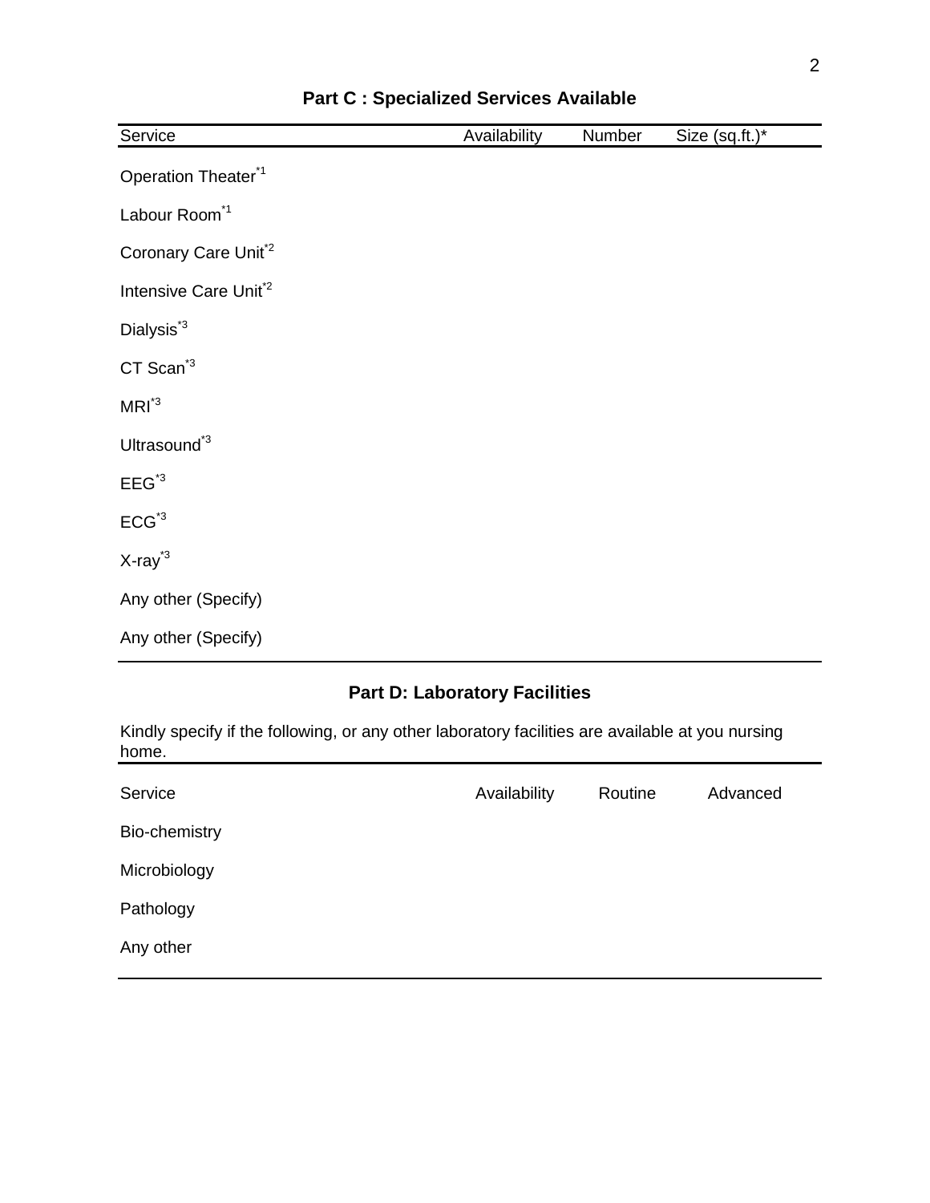## Part C : Specialized Services Available

| Service | Availability | Number | Size (sq.ft.)* |
|---|---|---|---|
| Operation Theater*1 | | | |
| Labour Room*1 | | | |
| Coronary Care Unit*2 | | | |
| Intensive Care Unit*2 | | | |
| Dialysis*3 | | | |
| CT Scan*3 | | | |
| MRI*3 | | | |
| Ultrasound*3 | | | |
| EEG*3 | | | |
| ECG*3 | | | |
| X-ray*3 | | | |
| Any other (Specify) | | | |
| Any other (Specify) | | | |

## Part D: Laboratory Facilities

Kindly specify if the following, or any other laboratory facilities are available at you nursing home.

| Service | Availability | Routine | Advanced |
|---|---|---|---|
| Bio-chemistry | | | |
| Microbiology | | | |
| Pathology | | | |
| Any other | | | |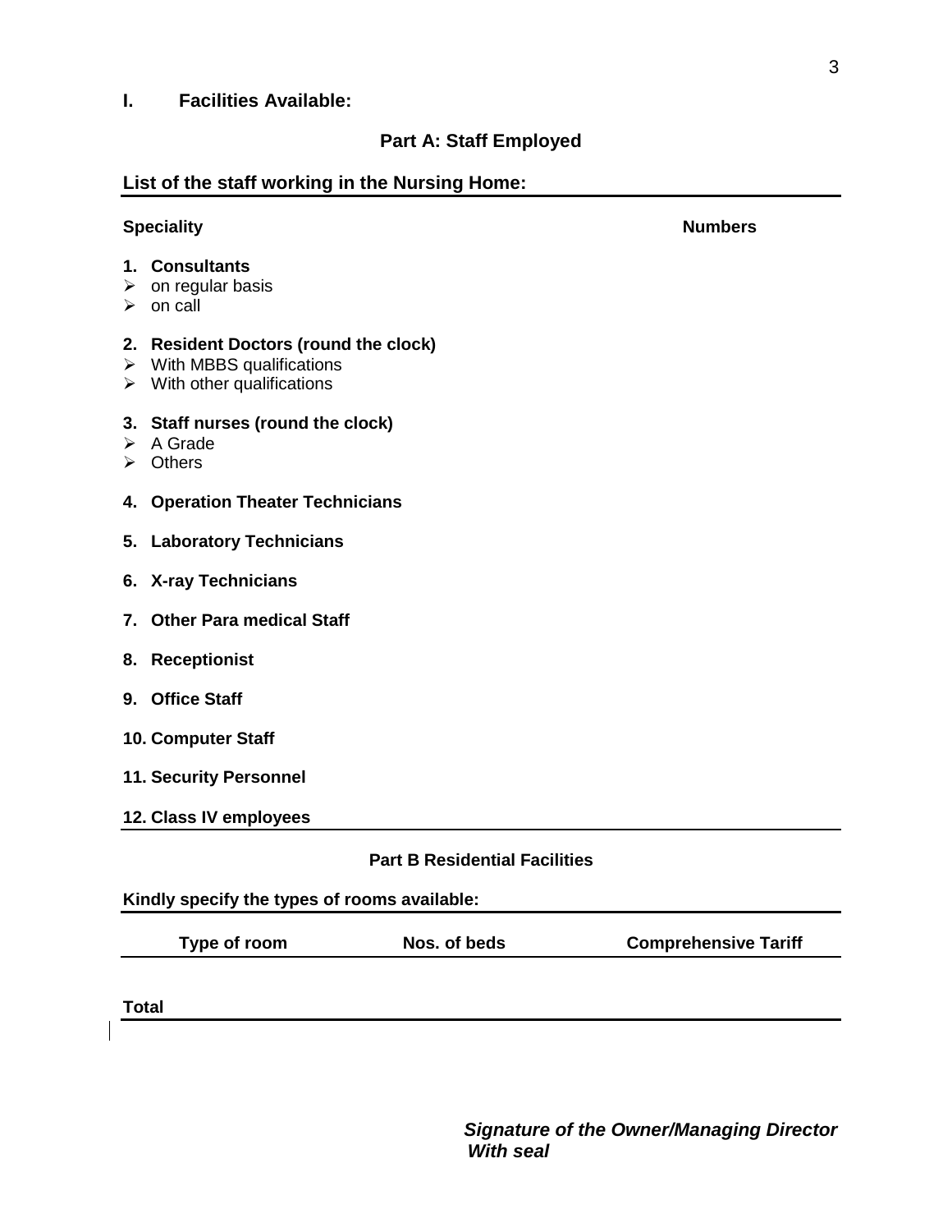## I. Facilities Available:

### Part A: Staff Employed

**List of the staff working in the Nursing Home:**

| Speciality | Numbers |
| --- | --- |
| **1. Consultants** | |
| ➢ on regular basis | |
| ➢ on call | |
| **2. Resident Doctors (round the clock)** | |
| ➢ With MBBS qualifications | |
| ➢ With other qualifications | |
| **3. Staff nurses (round the clock)** | |
| ➢ A Grade | |
| ➢ Others | |
| **4. Operation Theater Technicians** | |
| **5. Laboratory Technicians** | |
| **6. X-ray Technicians** | |
| **7. Other Para medical Staff** | |
| **8. Receptionist** | |
| **9. Office Staff** | |
| **10. Computer Staff** | |
| **11. Security Personnel** | |
| **12. Class IV employees** | |

### Part B Residential Facilities

**Kindly specify the types of rooms available:**

| Type of room | Nos. of beds | Comprehensive Tariff |
| --- | --- | --- |
| | | |
| **Total** | | |

***Signature of the Owner/Managing Director***
***With seal***